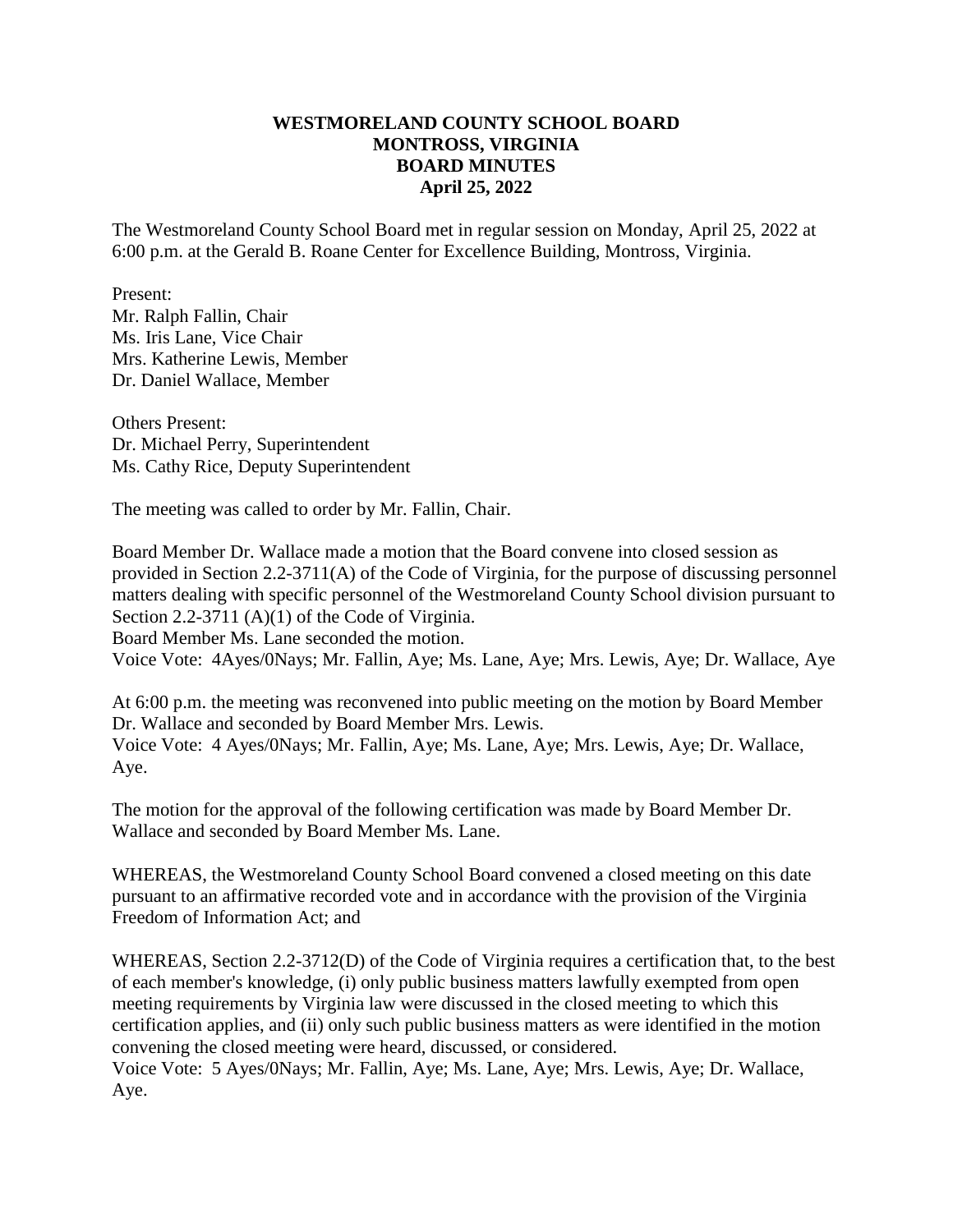**WESTMORELAND COUNTY SCHOOL BOARD**
**MONTROSS, VIRGINIA**
**BOARD MINUTES**
**April 25, 2022**

The Westmoreland County School Board met in regular session on Monday, April 25, 2022 at 6:00 p.m. at the Gerald B. Roane Center for Excellence Building, Montross, Virginia.

Present:
Mr. Ralph Fallin, Chair
Ms. Iris Lane, Vice Chair
Mrs. Katherine Lewis, Member
Dr. Daniel Wallace, Member

Others Present:
Dr. Michael Perry, Superintendent
Ms. Cathy Rice, Deputy Superintendent

The meeting was called to order by Mr. Fallin, Chair.

Board Member Dr. Wallace made a motion that the Board convene into closed session as provided in Section 2.2-3711(A) of the Code of Virginia, for the purpose of discussing personnel matters dealing with specific personnel of the Westmoreland County School division pursuant to Section 2.2-3711 (A)(1) of the Code of Virginia.
Board Member Ms. Lane seconded the motion.
Voice Vote: 4Ayes/0Nays; Mr. Fallin, Aye; Ms. Lane, Aye; Mrs. Lewis, Aye; Dr. Wallace, Aye

At 6:00 p.m. the meeting was reconvened into public meeting on the motion by Board Member Dr. Wallace and seconded by Board Member Mrs. Lewis.
Voice Vote: 4 Ayes/0Nays; Mr. Fallin, Aye; Ms. Lane, Aye; Mrs. Lewis, Aye; Dr. Wallace, Aye.

The motion for the approval of the following certification was made by Board Member Dr. Wallace and seconded by Board Member Ms. Lane.

WHEREAS, the Westmoreland County School Board convened a closed meeting on this date pursuant to an affirmative recorded vote and in accordance with the provision of the Virginia Freedom of Information Act; and

WHEREAS, Section 2.2-3712(D) of the Code of Virginia requires a certification that, to the best of each member's knowledge, (i) only public business matters lawfully exempted from open meeting requirements by Virginia law were discussed in the closed meeting to which this certification applies, and (ii) only such public business matters as were identified in the motion convening the closed meeting were heard, discussed, or considered.
Voice Vote: 5 Ayes/0Nays; Mr. Fallin, Aye; Ms. Lane, Aye; Mrs. Lewis, Aye; Dr. Wallace, Aye.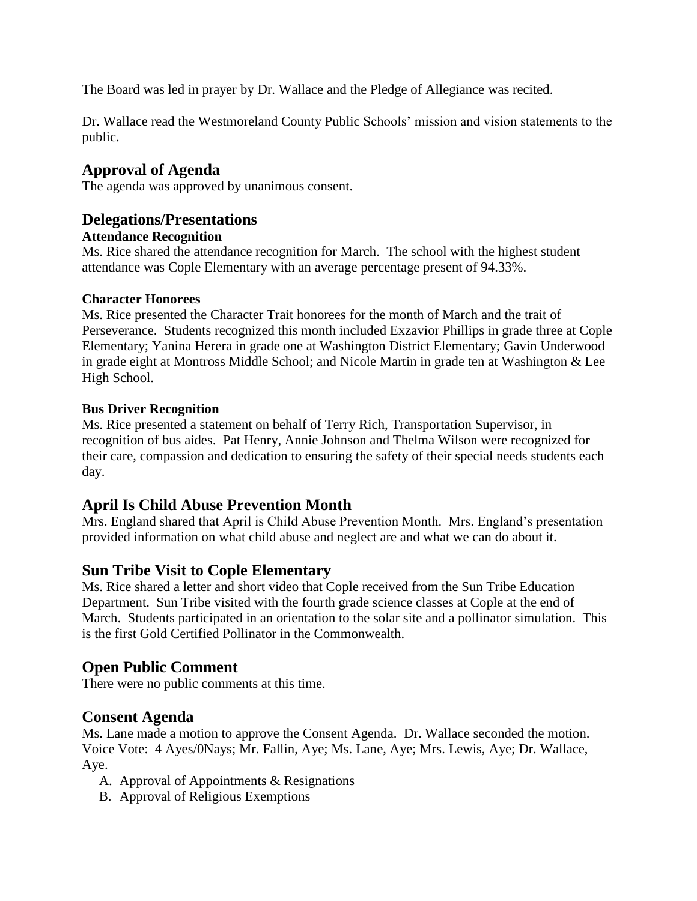The Board was led in prayer by Dr. Wallace and the Pledge of Allegiance was recited.

Dr. Wallace read the Westmoreland County Public Schools' mission and vision statements to the public.

## Approval of Agenda

The agenda was approved by unanimous consent.

## Delegations/Presentations

### Attendance Recognition

Ms. Rice shared the attendance recognition for March. The school with the highest student attendance was Cople Elementary with an average percentage present of 94.33%.

### Character Honorees

Ms. Rice presented the Character Trait honorees for the month of March and the trait of Perseverance. Students recognized this month included Exzavior Phillips in grade three at Cople Elementary; Yanina Herera in grade one at Washington District Elementary; Gavin Underwood in grade eight at Montross Middle School; and Nicole Martin in grade ten at Washington & Lee High School.

### Bus Driver Recognition

Ms. Rice presented a statement on behalf of Terry Rich, Transportation Supervisor, in recognition of bus aides. Pat Henry, Annie Johnson and Thelma Wilson were recognized for their care, compassion and dedication to ensuring the safety of their special needs students each day.

## April Is Child Abuse Prevention Month

Mrs. England shared that April is Child Abuse Prevention Month. Mrs. England's presentation provided information on what child abuse and neglect are and what we can do about it.

## Sun Tribe Visit to Cople Elementary

Ms. Rice shared a letter and short video that Cople received from the Sun Tribe Education Department. Sun Tribe visited with the fourth grade science classes at Cople at the end of March. Students participated in an orientation to the solar site and a pollinator simulation. This is the first Gold Certified Pollinator in the Commonwealth.

## Open Public Comment

There were no public comments at this time.

## Consent Agenda

Ms. Lane made a motion to approve the Consent Agenda. Dr. Wallace seconded the motion. Voice Vote: 4 Ayes/0Nays; Mr. Fallin, Aye; Ms. Lane, Aye; Mrs. Lewis, Aye; Dr. Wallace, Aye.

A. Approval of Appointments & Resignations
B. Approval of Religious Exemptions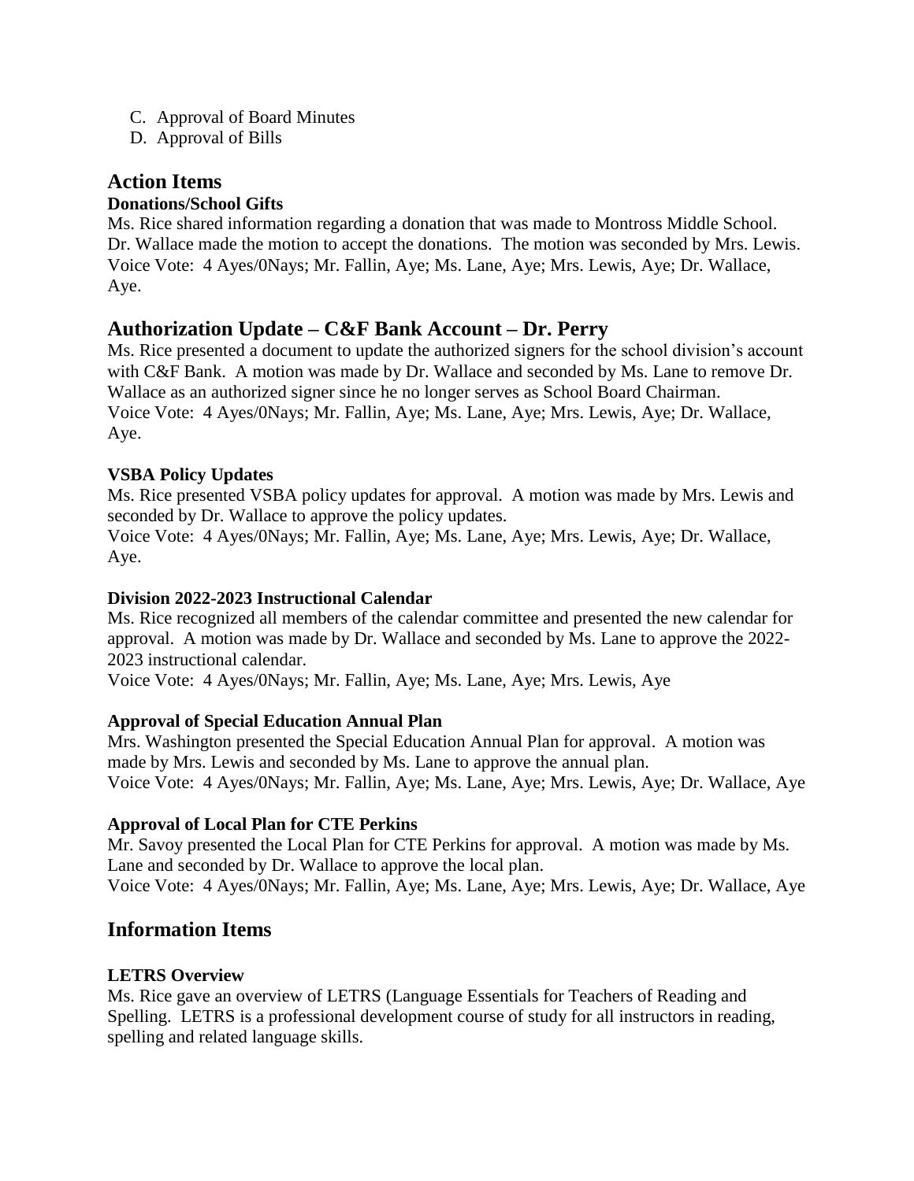C. Approval of Board Minutes
D. Approval of Bills

## Action Items

**Donations/School Gifts**

Ms. Rice shared information regarding a donation that was made to Montross Middle School. Dr. Wallace made the motion to accept the donations. The motion was seconded by Mrs. Lewis.
Voice Vote: 4 Ayes/0Nays; Mr. Fallin, Aye; Ms. Lane, Aye; Mrs. Lewis, Aye; Dr. Wallace, Aye.

## Authorization Update – C&F Bank Account – Dr. Perry

Ms. Rice presented a document to update the authorized signers for the school division's account with C&F Bank. A motion was made by Dr. Wallace and seconded by Ms. Lane to remove Dr. Wallace as an authorized signer since he no longer serves as School Board Chairman.
Voice Vote: 4 Ayes/0Nays; Mr. Fallin, Aye; Ms. Lane, Aye; Mrs. Lewis, Aye; Dr. Wallace, Aye.

**VSBA Policy Updates**

Ms. Rice presented VSBA policy updates for approval. A motion was made by Mrs. Lewis and seconded by Dr. Wallace to approve the policy updates.
Voice Vote: 4 Ayes/0Nays; Mr. Fallin, Aye; Ms. Lane, Aye; Mrs. Lewis, Aye; Dr. Wallace, Aye.

**Division 2022-2023 Instructional Calendar**

Ms. Rice recognized all members of the calendar committee and presented the new calendar for approval. A motion was made by Dr. Wallace and seconded by Ms. Lane to approve the 2022-2023 instructional calendar.
Voice Vote: 4 Ayes/0Nays; Mr. Fallin, Aye; Ms. Lane, Aye; Mrs. Lewis, Aye

**Approval of Special Education Annual Plan**

Mrs. Washington presented the Special Education Annual Plan for approval. A motion was made by Mrs. Lewis and seconded by Ms. Lane to approve the annual plan.
Voice Vote: 4 Ayes/0Nays; Mr. Fallin, Aye; Ms. Lane, Aye; Mrs. Lewis, Aye; Dr. Wallace, Aye

**Approval of Local Plan for CTE Perkins**

Mr. Savoy presented the Local Plan for CTE Perkins for approval. A motion was made by Ms. Lane and seconded by Dr. Wallace to approve the local plan.
Voice Vote: 4 Ayes/0Nays; Mr. Fallin, Aye; Ms. Lane, Aye; Mrs. Lewis, Aye; Dr. Wallace, Aye

## Information Items

**LETRS Overview**

Ms. Rice gave an overview of LETRS (Language Essentials for Teachers of Reading and Spelling. LETRS is a professional development course of study for all instructors in reading, spelling and related language skills.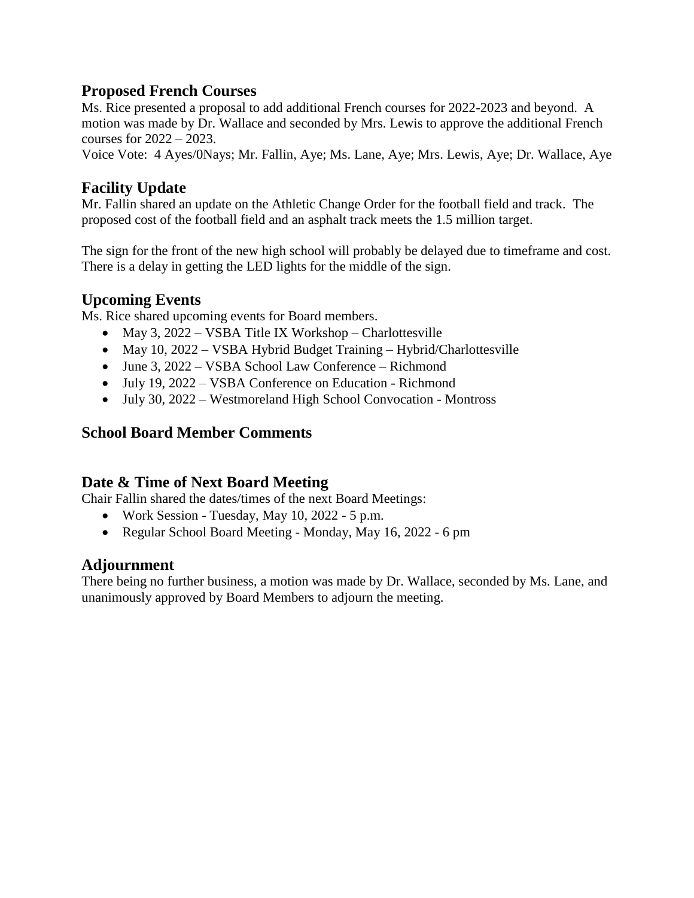## Proposed French Courses

Ms. Rice presented a proposal to add additional French courses for 2022-2023 and beyond. A motion was made by Dr. Wallace and seconded by Mrs. Lewis to approve the additional French courses for 2022 – 2023.

Voice Vote: 4 Ayes/0Nays; Mr. Fallin, Aye; Ms. Lane, Aye; Mrs. Lewis, Aye; Dr. Wallace, Aye

## Facility Update

Mr. Fallin shared an update on the Athletic Change Order for the football field and track. The proposed cost of the football field and an asphalt track meets the 1.5 million target.

The sign for the front of the new high school will probably be delayed due to timeframe and cost. There is a delay in getting the LED lights for the middle of the sign.

## Upcoming Events

Ms. Rice shared upcoming events for Board members.

- May 3, 2022 – VSBA Title IX Workshop – Charlottesville
- May 10, 2022 – VSBA Hybrid Budget Training – Hybrid/Charlottesville
- June 3, 2022 – VSBA School Law Conference – Richmond
- July 19, 2022 – VSBA Conference on Education - Richmond
- July 30, 2022 – Westmoreland High School Convocation - Montross

## School Board Member Comments

## Date & Time of Next Board Meeting

Chair Fallin shared the dates/times of the next Board Meetings:

- Work Session - Tuesday, May 10, 2022 - 5 p.m.
- Regular School Board Meeting - Monday, May 16, 2022 - 6 pm

## Adjournment

There being no further business, a motion was made by Dr. Wallace, seconded by Ms. Lane, and unanimously approved by Board Members to adjourn the meeting.